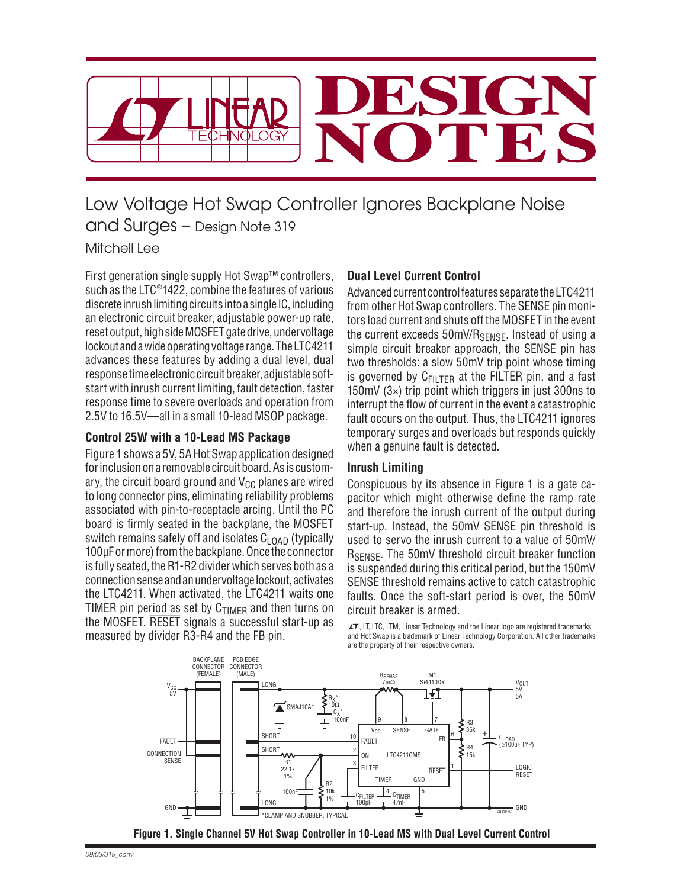# Low Voltage Hot Swap Controller Ignores Backplane Noise and Surges – Design Note 319

Mitchell Lee

First generation single supply Hot Swap™ controllers, such as the LTC®1422, combine the features of various discrete inrush limiting circuits into a single IC, including an electronic circuit breaker, adjustable power-up rate, reset output, high side MOSFET gate drive, undervoltage lockout and a wide operating voltage range. The LTC4211 advances these features by adding a dual level, dual response time electronic circuit breaker, adjustable soft-start with inrush current limiting, fault detection, faster response time to severe overloads and operation from 2.5V to 16.5V—all in a small 10-lead MSOP package.

### Control 25W with a 10-Lead MS Package

Figure 1 shows a 5V, 5A Hot Swap application designed for inclusion on a removable circuit board. As is customary, the circuit board ground and $V_{CC}$ planes are wired to long connector pins, eliminating reliability problems associated with pin-to-receptacle arcing. Until the PC board is firmly seated in the backplane, the MOSFET switch remains safely off and isolates $C_{LOAD}$ (typically 100µF or more) from the backplane. Once the connector is fully seated, the R1-R2 divider which serves both as a connection sense and an undervoltage lockout, activates the LTC4211. When activated, the LTC4211 waits one TIMER pin period as set by $C_{TIMER}$ and then turns on the MOSFET. $\overline{\text{RESET}}$ signals a successful start-up as measured by divider R3-R4 and the FB pin.

### Dual Level Current Control

Advanced current control features separate the LTC4211 from other Hot Swap controllers. The SENSE pin monitors load current and shuts off the MOSFET in the event the current exceeds $50mV/R_{SENSE}$. Instead of using a simple circuit breaker approach, the SENSE pin has two thresholds: a slow 50mV trip point whose timing is governed by $C_{FILTER}$ at the FILTER pin, and a fast 150mV (3×) trip point which triggers in just 300ns to interrupt the flow of current in the event a catastrophic fault occurs on the output. Thus, the LTC4211 ignores temporary surges and overloads but responds quickly when a genuine fault is detected.

### Inrush Limiting

Conspicuous by its absence in Figure 1 is a gate capacitor which might otherwise define the ramp rate and therefore the inrush current of the output during start-up. Instead, the 50mV SENSE pin threshold is used to servo the inrush current to a value of $50mV/R_{SENSE}$. The 50mV threshold circuit breaker function is suspended during this critical period, but the 150mV SENSE threshold remains active to catch catastrophic faults. Once the soft-start period is over, the 50mV circuit breaker is armed.

LT, LTC, LTM, Linear Technology and the Linear logo are registered trademarks and Hot Swap is a trademark of Linear Technology Corporation. All other trademarks are the property of their respective owners.

**Figure 1. Single Channel 5V Hot Swap Controller in 10-Lead MS with Dual Level Current Control**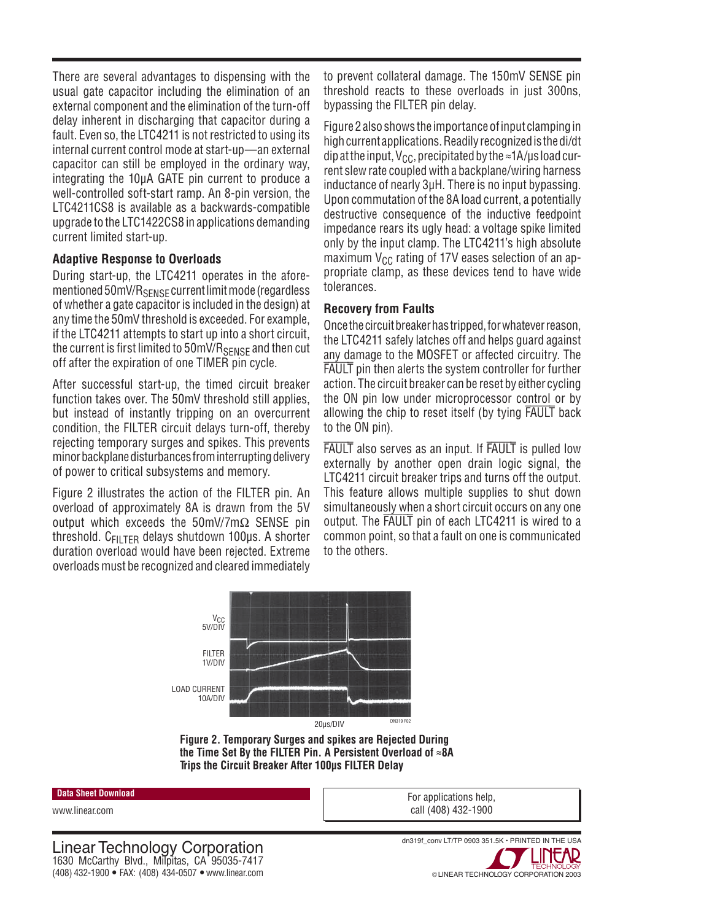There are several advantages to dispensing with the usual gate capacitor including the elimination of an external component and the elimination of the turn-off delay inherent in discharging that capacitor during a fault. Even so, the LTC4211 is not restricted to using its internal current control mode at start-up—an external capacitor can still be employed in the ordinary way, integrating the 10µA GATE pin current to produce a well-controlled soft-start ramp. An 8-pin version, the LTC4211CS8 is available as a backwards-compatible upgrade to the LTC1422CS8 in applications demanding current limited start-up.

### Adaptive Response to Overloads

During start-up, the LTC4211 operates in the aforementioned $50mV/R_{SENSE}$ current limit mode (regardless of whether a gate capacitor is included in the design) at any time the 50mV threshold is exceeded. For example, if the LTC4211 attempts to start up into a short circuit, the current is first limited to $50mV/R_{SENSE}$ and then cut off after the expiration of one TIMER pin cycle.

After successful start-up, the timed circuit breaker function takes over. The 50mV threshold still applies, but instead of instantly tripping on an overcurrent condition, the FILTER circuit delays turn-off, thereby rejecting temporary surges and spikes. This prevents minor backplane disturbances from interrupting delivery of power to critical subsystems and memory.

Figure 2 illustrates the action of the FILTER pin. An overload of approximately 8A is drawn from the 5V output which exceeds the 50mV/7mΩ SENSE pin threshold. $C_{FILTER}$ delays shutdown 100µs. A shorter duration overload would have been rejected. Extreme overloads must be recognized and cleared immediately to prevent collateral damage. The 150mV SENSE pin threshold reacts to these overloads in just 300ns, bypassing the FILTER pin delay.

Figure 2 also shows the importance of input clamping in high current applications. Readily recognized is the di/dt dip at the input, $V_{CC}$, precipitated by the ≈1A/µs load current slew rate coupled with a backplane/wiring harness inductance of nearly 3µH. There is no input bypassing. Upon commutation of the 8A load current, a potentially destructive consequence of the inductive feedpoint impedance rears its ugly head: a voltage spike limited only by the input clamp. The LTC4211's high absolute maximum $V_{CC}$ rating of 17V eases selection of an appropriate clamp, as these devices tend to have wide tolerances.

### Recovery from Faults

Once the circuit breaker has tripped, for whatever reason, the LTC4211 safely latches off and helps guard against any damage to the MOSFET or affected circuitry. The $\overline{FAULT}$ pin then alerts the system controller for further action. The circuit breaker can be reset by either cycling the ON pin low under microprocessor control or by allowing the chip to reset itself (by tying $\overline{FAULT}$ back to the ON pin).

$\overline{FAULT}$ also serves as an input. If $\overline{FAULT}$ is pulled low externally by another open drain logic signal, the LTC4211 circuit breaker trips and turns off the output. This feature allows multiple supplies to shut down simultaneously when a short circuit occurs on any one output. The $\overline{FAULT}$ pin of each LTC4211 is wired to a common point, so that a fault on one is communicated to the others.

$V_{CC}$ 5V/DIV
FILTER 1V/DIV
LOAD CURRENT 10A/DIV
20µs/DIV
DN319 F02

**Figure 2. Temporary Surges and spikes are Rejected During the Time Set By the FILTER Pin. A Persistent Overload of ≈8A Trips the Circuit Breaker After 100µs FILTER Delay**

**Data Sheet Download**

www.linear.com

For applications help,
call (408) 432-1900

dn319f_conv LT/TP 0903 351.5K • PRINTED IN THE USA

Linear Technology Corporation
1630 McCarthy Blvd., Milpitas, CA 95035-7417
(408) 432-1900 • FAX: (408) 434-0507 • www.linear.com

© LINEAR TECHNOLOGY CORPORATION 2003